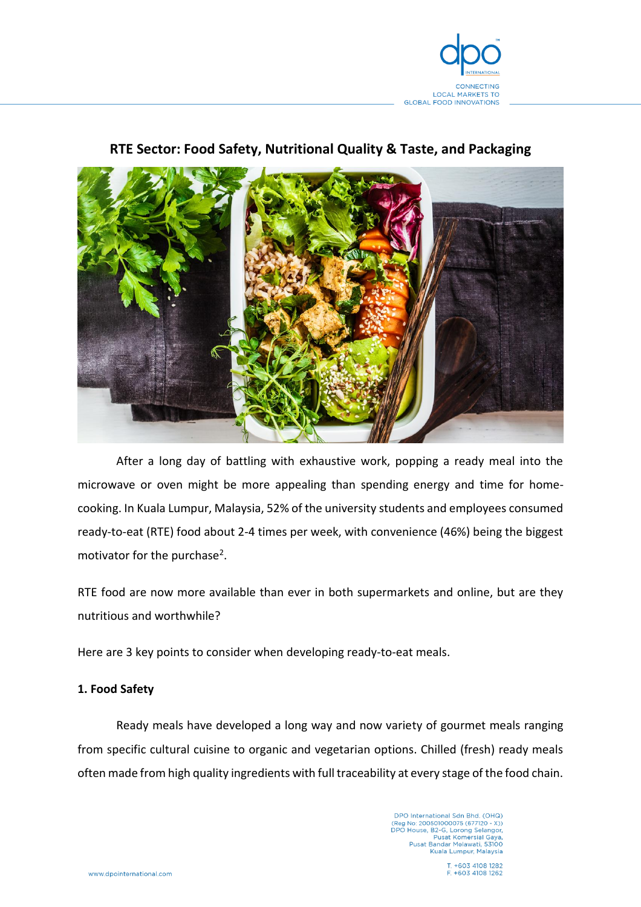# RTE Sector: Food Safety, Nutritional Quality & Taste, and Packaging

After a long day of battling with exhaustive work, popping a ready meal into the microwave or oven might be more appealing than spending energy and time for home-cooking. In Kuala Lumpur, Malaysia, 52% of the university students and employees consumed ready-to-eat (RTE) food about 2-4 times per week, with convenience (46%) being the biggest motivator for the purchase[2].

RTE food are now more available than ever in both supermarkets and online, but are they nutritious and worthwhile?

Here are 3 key points to consider when developing ready-to-eat meals.

## 1. Food Safety

Ready meals have developed a long way and now variety of gourmet meals ranging from specific cultural cuisine to organic and vegetarian options. Chilled (fresh) ready meals often made from high quality ingredients with full traceability at every stage of the food chain.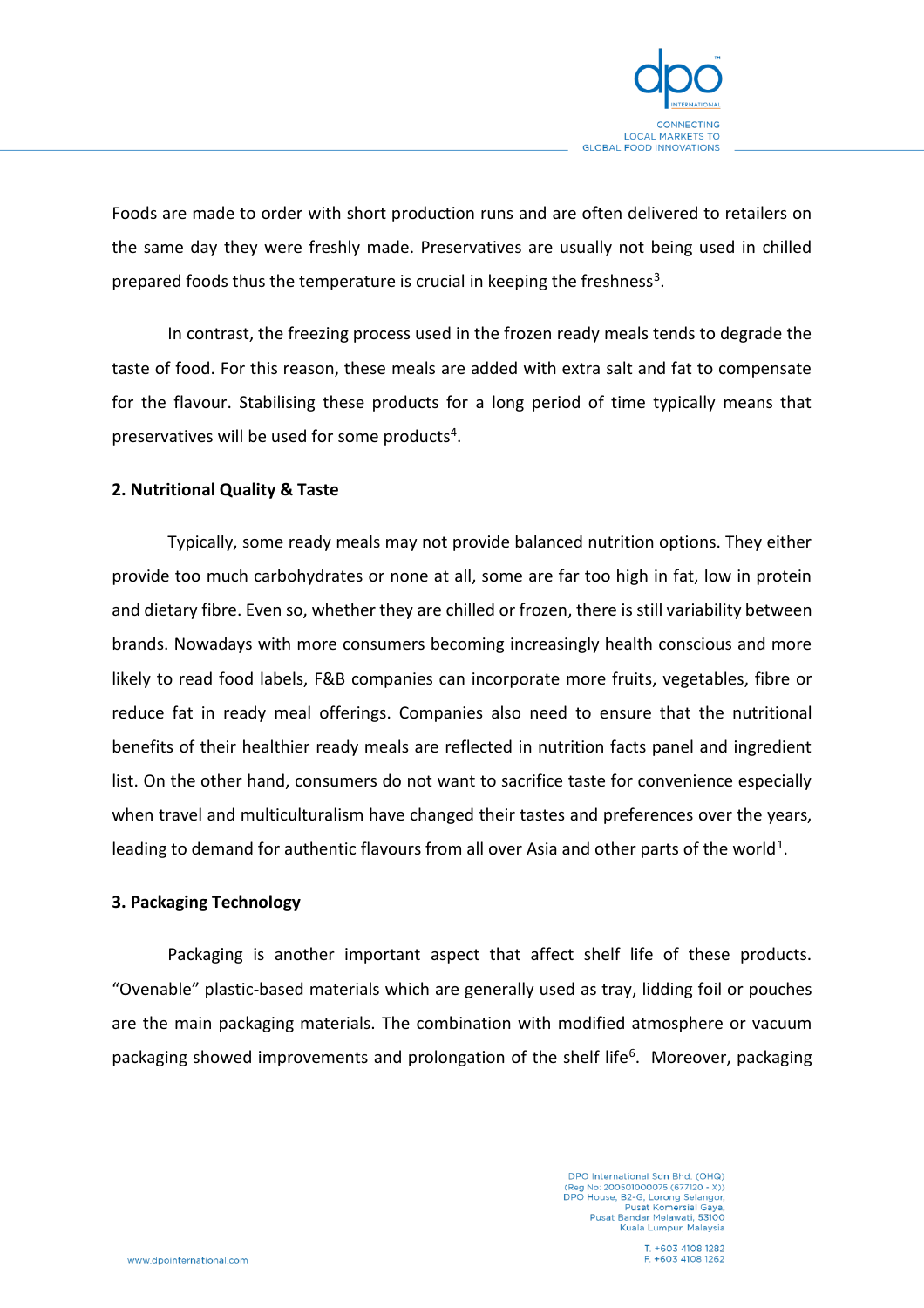Foods are made to order with short production runs and are often delivered to retailers on the same day they were freshly made. Preservatives are usually not being used in chilled prepared foods thus the temperature is crucial in keeping the freshness[3].

In contrast, the freezing process used in the frozen ready meals tends to degrade the taste of food. For this reason, these meals are added with extra salt and fat to compensate for the flavour. Stabilising these products for a long period of time typically means that preservatives will be used for some products[4].

**2. Nutritional Quality & Taste**

Typically, some ready meals may not provide balanced nutrition options. They either provide too much carbohydrates or none at all, some are far too high in fat, low in protein and dietary fibre. Even so, whether they are chilled or frozen, there is still variability between brands. Nowadays with more consumers becoming increasingly health conscious and more likely to read food labels, F&B companies can incorporate more fruits, vegetables, fibre or reduce fat in ready meal offerings. Companies also need to ensure that the nutritional benefits of their healthier ready meals are reflected in nutrition facts panel and ingredient list. On the other hand, consumers do not want to sacrifice taste for convenience especially when travel and multiculturalism have changed their tastes and preferences over the years, leading to demand for authentic flavours from all over Asia and other parts of the world[1].

**3. Packaging Technology**

Packaging is another important aspect that affect shelf life of these products. "Ovenable" plastic-based materials which are generally used as tray, lidding foil or pouches are the main packaging materials. The combination with modified atmosphere or vacuum packaging showed improvements and prolongation of the shelf life[6]. Moreover, packaging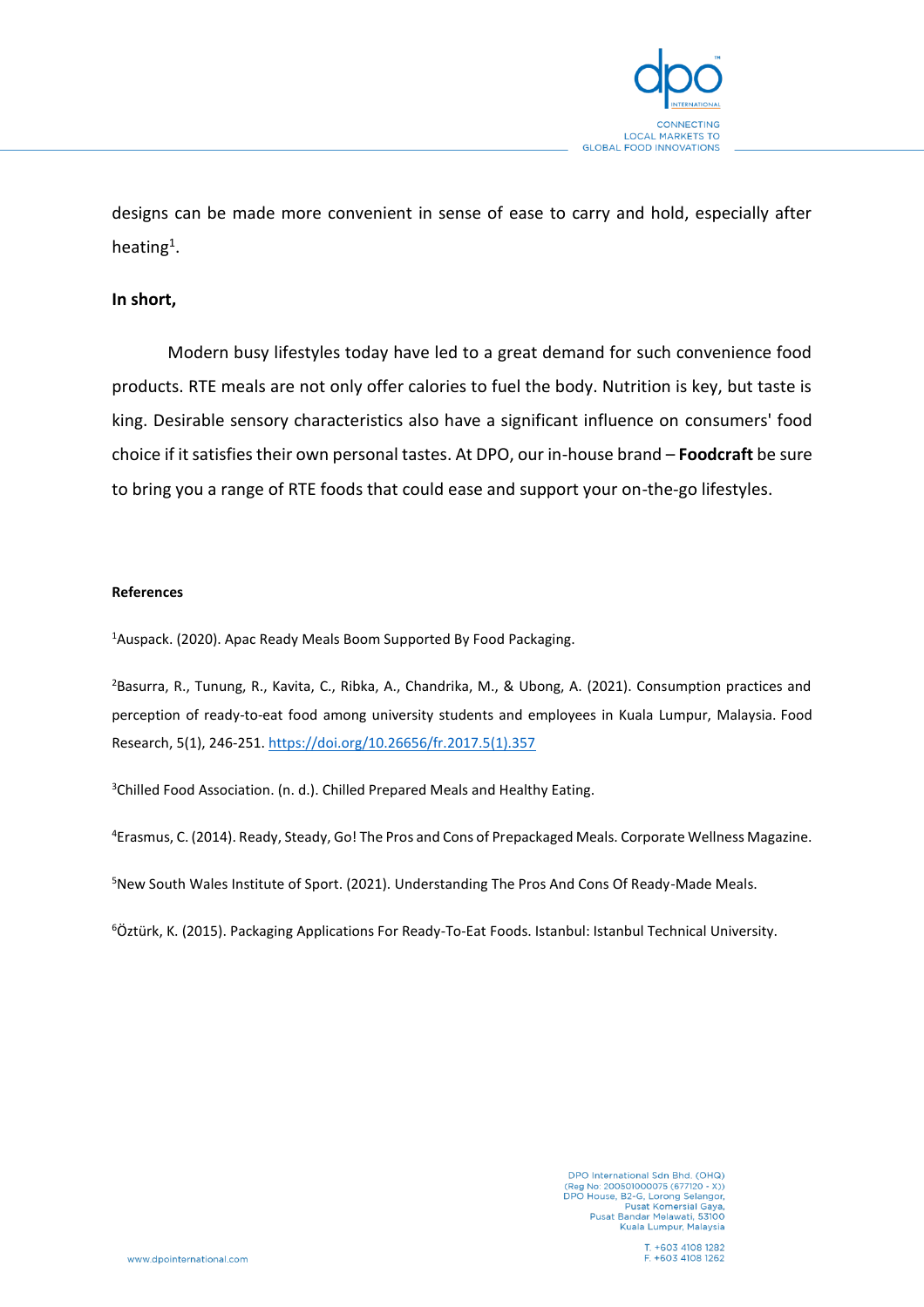designs can be made more convenient in sense of ease to carry and hold, especially after heating[1].

**In short,**

Modern busy lifestyles today have led to a great demand for such convenience food products. RTE meals are not only offer calories to fuel the body. Nutrition is key, but taste is king. Desirable sensory characteristics also have a significant influence on consumers' food choice if it satisfies their own personal tastes. At DPO, our in-house brand – **Foodcraft** be sure to bring you a range of RTE foods that could ease and support your on-the-go lifestyles.

**References**

[1]Auspack. (2020). Apac Ready Meals Boom Supported By Food Packaging.

[2]Basurra, R., Tunung, R., Kavita, C., Ribka, A., Chandrika, M., & Ubong, A. (2021). Consumption practices and perception of ready-to-eat food among university students and employees in Kuala Lumpur, Malaysia. Food Research, 5(1), 246-251. https://doi.org/10.26656/fr.2017.5(1).357

[3]Chilled Food Association. (n. d.). Chilled Prepared Meals and Healthy Eating.

[4]Erasmus, C. (2014). Ready, Steady, Go! The Pros and Cons of Prepackaged Meals. Corporate Wellness Magazine.

[5]New South Wales Institute of Sport. (2021). Understanding The Pros And Cons Of Ready-Made Meals.

[6]Öztürk, K. (2015). Packaging Applications For Ready-To-Eat Foods. Istanbul: Istanbul Technical University.